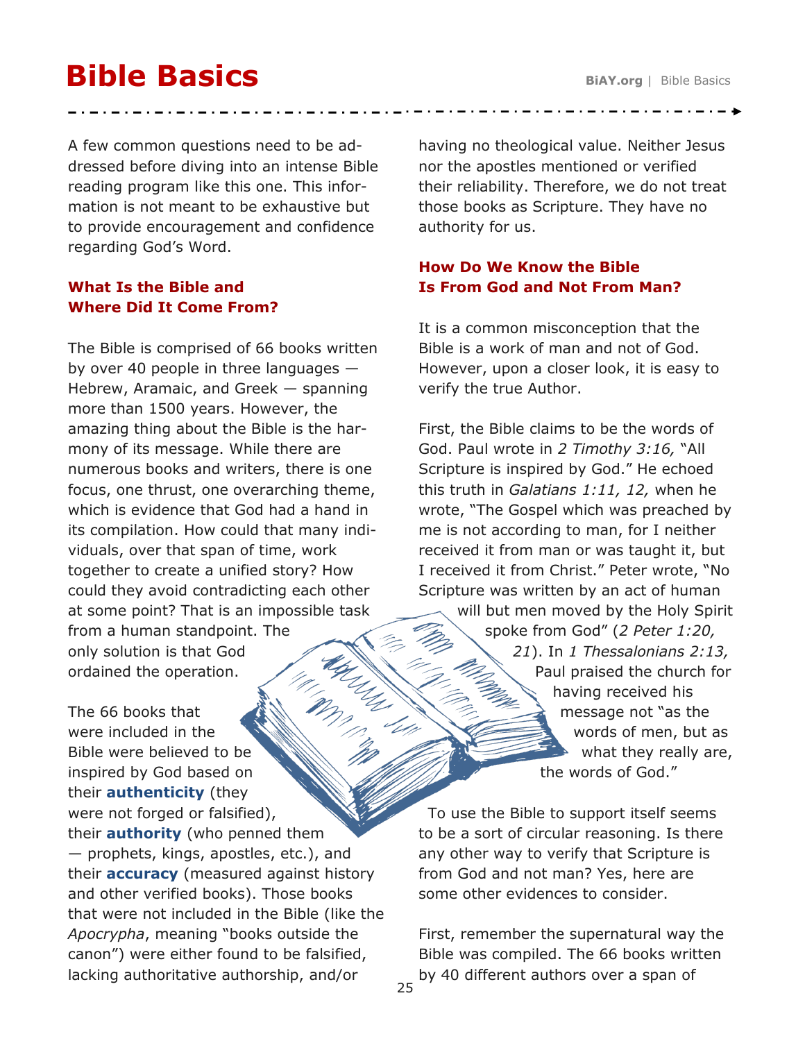# Bible Basics

A few common questions need to be addressed before diving into an intense Bible reading program like this one. This information is not meant to be exhaustive but to provide encouragement and confidence regarding God's Word.

## What Is the Bible and Where Did It Come From?

The Bible is comprised of 66 books written by over 40 people in three languages — Hebrew, Aramaic, and Greek — spanning more than 1500 years. However, the amazing thing about the Bible is the harmony of its message. While there are numerous books and writers, there is one focus, one thrust, one overarching theme, which is evidence that God had a hand in its compilation. How could that many individuals, over that span of time, work together to create a unified story? How could they avoid contradicting each other at some point? That is an impossible task from a human standpoint. The only solution is that God ordained the operation.

The 66 books that were included in the Bible were believed to be inspired by God based on their **authenticity** (they were not forged or falsified), their **authority** (who penned them — prophets, kings, apostles, etc.), and their **accuracy** (measured against history and other verified books). Those books that were not included in the Bible (like the *Apocrypha*, meaning "books outside the canon") were either found to be falsified, lacking authoritative authorship, and/or having no theological value. Neither Jesus nor the apostles mentioned or verified their reliability. Therefore, we do not treat those books as Scripture. They have no authority for us.

## How Do We Know the Bible Is From God and Not From Man?

It is a common misconception that the Bible is a work of man and not of God. However, upon a closer look, it is easy to verify the true Author.

First, the Bible claims to be the words of God. Paul wrote in *2 Timothy 3:16,* "All Scripture is inspired by God." He echoed this truth in *Galatians 1:11, 12,* when he wrote, "The Gospel which was preached by me is not according to man, for I neither received it from man or was taught it, but I received it from Christ." Peter wrote, "No Scripture was written by an act of human will but men moved by the Holy Spirit spoke from God" (*2 Peter 1:20, 21*). In *1 Thessalonians 2:13,* Paul praised the church for having received his message not "as the words of men, but as what they really are, the words of God."

To use the Bible to support itself seems to be a sort of circular reasoning. Is there any other way to verify that Scripture is from God and not man? Yes, here are some other evidences to consider.

First, remember the supernatural way the Bible was compiled. The 66 books written by 40 different authors over a span of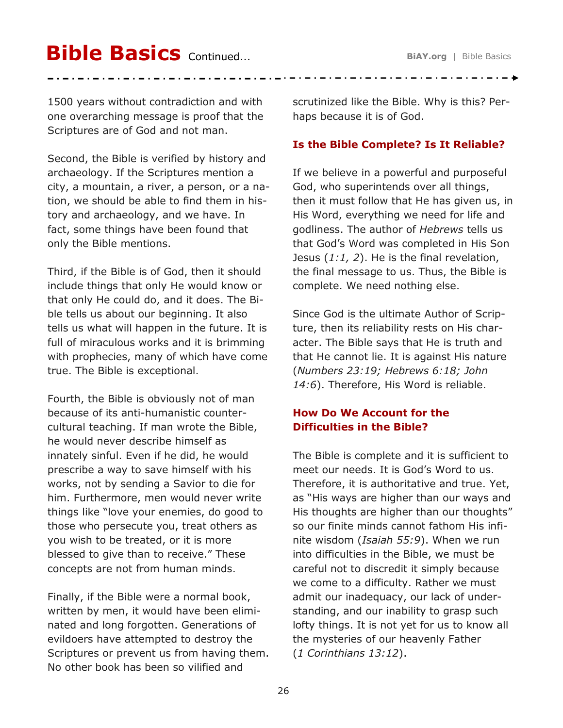1500 years without contradiction and with one overarching message is proof that the Scriptures are of God and not man.

Second, the Bible is verified by history and archaeology. If the Scriptures mention a city, a mountain, a river, a person, or a nation, we should be able to find them in history and archaeology, and we have. In fact, some things have been found that only the Bible mentions.

Third, if the Bible is of God, then it should include things that only He would know or that only He could do, and it does. The Bible tells us about our beginning. It also tells us what will happen in the future. It is full of miraculous works and it is brimming with prophecies, many of which have come true. The Bible is exceptional.

Fourth, the Bible is obviously not of man because of its anti-humanistic countercultural teaching. If man wrote the Bible, he would never describe himself as innately sinful. Even if he did, he would prescribe a way to save himself with his works, not by sending a Savior to die for him. Furthermore, men would never write things like "love your enemies, do good to those who persecute you, treat others as you wish to be treated, or it is more blessed to give than to receive." These concepts are not from human minds.

Finally, if the Bible were a normal book, written by men, it would have been eliminated and long forgotten. Generations of evildoers have attempted to destroy the Scriptures or prevent us from having them. No other book has been so vilified and scrutinized like the Bible. Why is this? Perhaps because it is of God.

### Is the Bible Complete? Is It Reliable?

If we believe in a powerful and purposeful God, who superintends over all things, then it must follow that He has given us, in His Word, everything we need for life and godliness. The author of *Hebrews* tells us that God's Word was completed in His Son Jesus (*1:1, 2*). He is the final revelation, the final message to us. Thus, the Bible is complete. We need nothing else.

Since God is the ultimate Author of Scripture, then its reliability rests on His character. The Bible says that He is truth and that He cannot lie. It is against His nature (*Numbers 23:19; Hebrews 6:18; John 14:6*). Therefore, His Word is reliable.

### How Do We Account for the Difficulties in the Bible?

The Bible is complete and it is sufficient to meet our needs. It is God's Word to us. Therefore, it is authoritative and true. Yet, as "His ways are higher than our ways and His thoughts are higher than our thoughts" so our finite minds cannot fathom His infinite wisdom (*Isaiah 55:9*). When we run into difficulties in the Bible, we must be careful not to discredit it simply because we come to a difficulty. Rather we must admit our inadequacy, our lack of understanding, and our inability to grasp such lofty things. It is not yet for us to know all the mysteries of our heavenly Father (*1 Corinthians 13:12*).